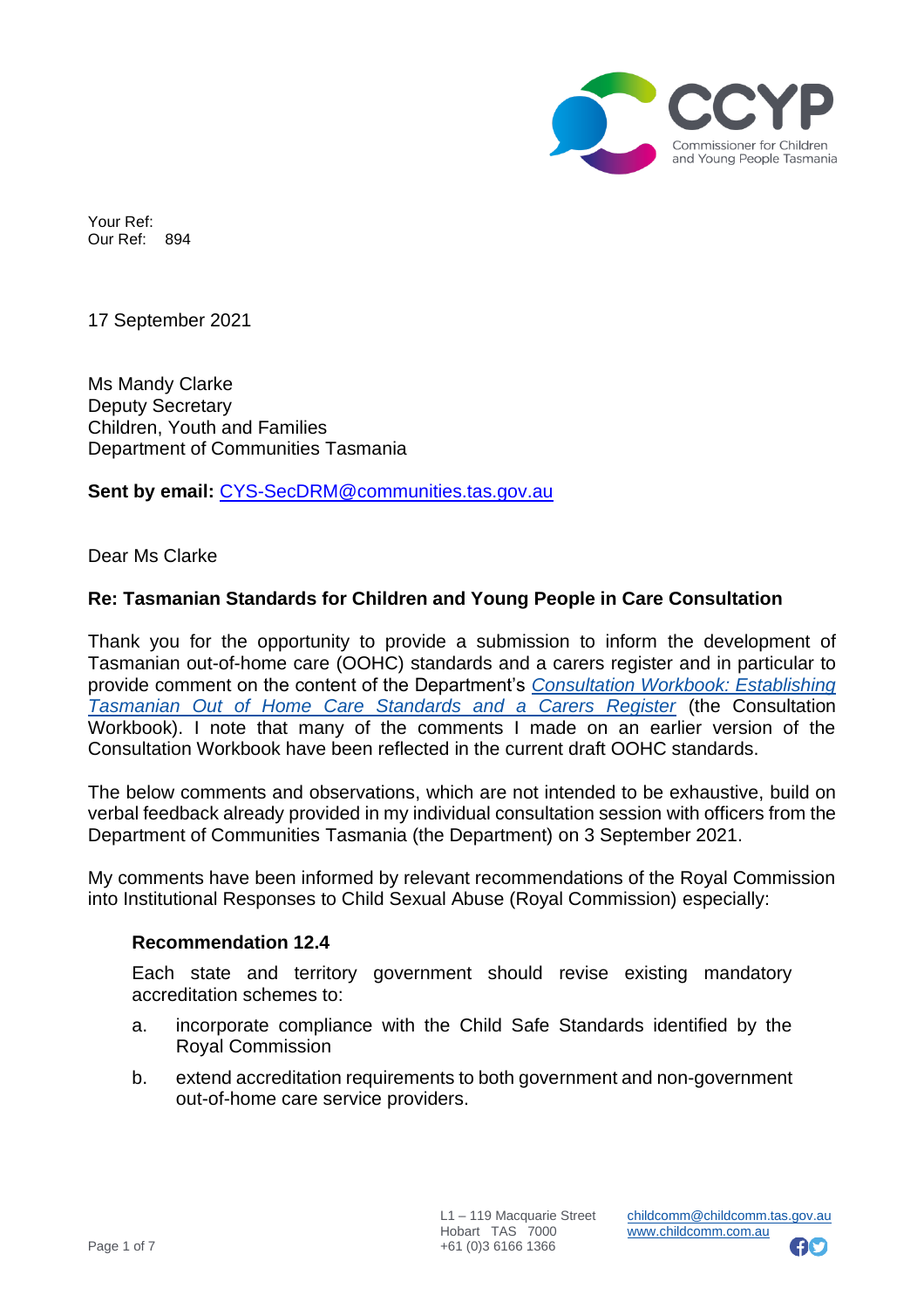CCYP
Commissioner for Children and Young People Tasmania

Your Ref:
Our Ref: 894

17 September 2021

Ms Mandy Clarke
Deputy Secretary
Children, Youth and Families
Department of Communities Tasmania

**Sent by email:** [CYS-SecDRM@communities.tas.gov.au](mailto:CYS-SecDRM@communities.tas.gov.au)

Dear Ms Clarke

**Re: Tasmanian Standards for Children and Young People in Care Consultation**

Thank you for the opportunity to provide a submission to inform the development of Tasmanian out-of-home care (OOHC) standards and a carers register and in particular to provide comment on the content of the Department's *Consultation Workbook: Establishing Tasmanian Out of Home Care Standards and a Carers Register* (the Consultation Workbook). I note that many of the comments I made on an earlier version of the Consultation Workbook have been reflected in the current draft OOHC standards.

The below comments and observations, which are not intended to be exhaustive, build on verbal feedback already provided in my individual consultation session with officers from the Department of Communities Tasmania (the Department) on 3 September 2021.

My comments have been informed by relevant recommendations of the Royal Commission into Institutional Responses to Child Sexual Abuse (Royal Commission) especially:

> **Recommendation 12.4**
>
> Each state and territory government should revise existing mandatory accreditation schemes to:
>
> a. incorporate compliance with the Child Safe Standards identified by the Royal Commission
>
> b. extend accreditation requirements to both government and non-government out-of-home care service providers.

L1 – 119 Macquarie Street
Hobart TAS 7000
+61 (0)3 6166 1366

childcomm@childcomm.tas.gov.au
www.childcomm.com.au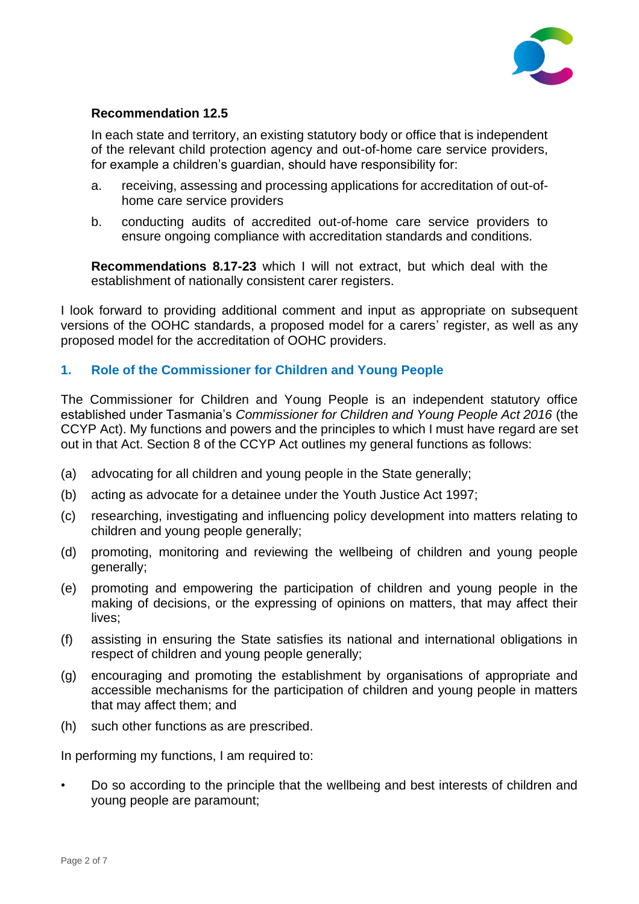**Recommendation 12.5**

In each state and territory, an existing statutory body or office that is independent of the relevant child protection agency and out-of-home care service providers, for example a children's guardian, should have responsibility for:

a. receiving, assessing and processing applications for accreditation of out-of-home care service providers

b. conducting audits of accredited out-of-home care service providers to ensure ongoing compliance with accreditation standards and conditions.

**Recommendations 8.17-23** which I will not extract, but which deal with the establishment of nationally consistent carer registers.

I look forward to providing additional comment and input as appropriate on subsequent versions of the OOHC standards, a proposed model for a carers' register, as well as any proposed model for the accreditation of OOHC providers.

## 1. Role of the Commissioner for Children and Young People

The Commissioner for Children and Young People is an independent statutory office established under Tasmania's *Commissioner for Children and Young People Act 2016* (the CCYP Act). My functions and powers and the principles to which I must have regard are set out in that Act. Section 8 of the CCYP Act outlines my general functions as follows:

(a) advocating for all children and young people in the State generally;

(b) acting as advocate for a detainee under the Youth Justice Act 1997;

(c) researching, investigating and influencing policy development into matters relating to children and young people generally;

(d) promoting, monitoring and reviewing the wellbeing of children and young people generally;

(e) promoting and empowering the participation of children and young people in the making of decisions, or the expressing of opinions on matters, that may affect their lives;

(f) assisting in ensuring the State satisfies its national and international obligations in respect of children and young people generally;

(g) encouraging and promoting the establishment by organisations of appropriate and accessible mechanisms for the participation of children and young people in matters that may affect them; and

(h) such other functions as are prescribed.

In performing my functions, I am required to:

- Do so according to the principle that the wellbeing and best interests of children and young people are paramount;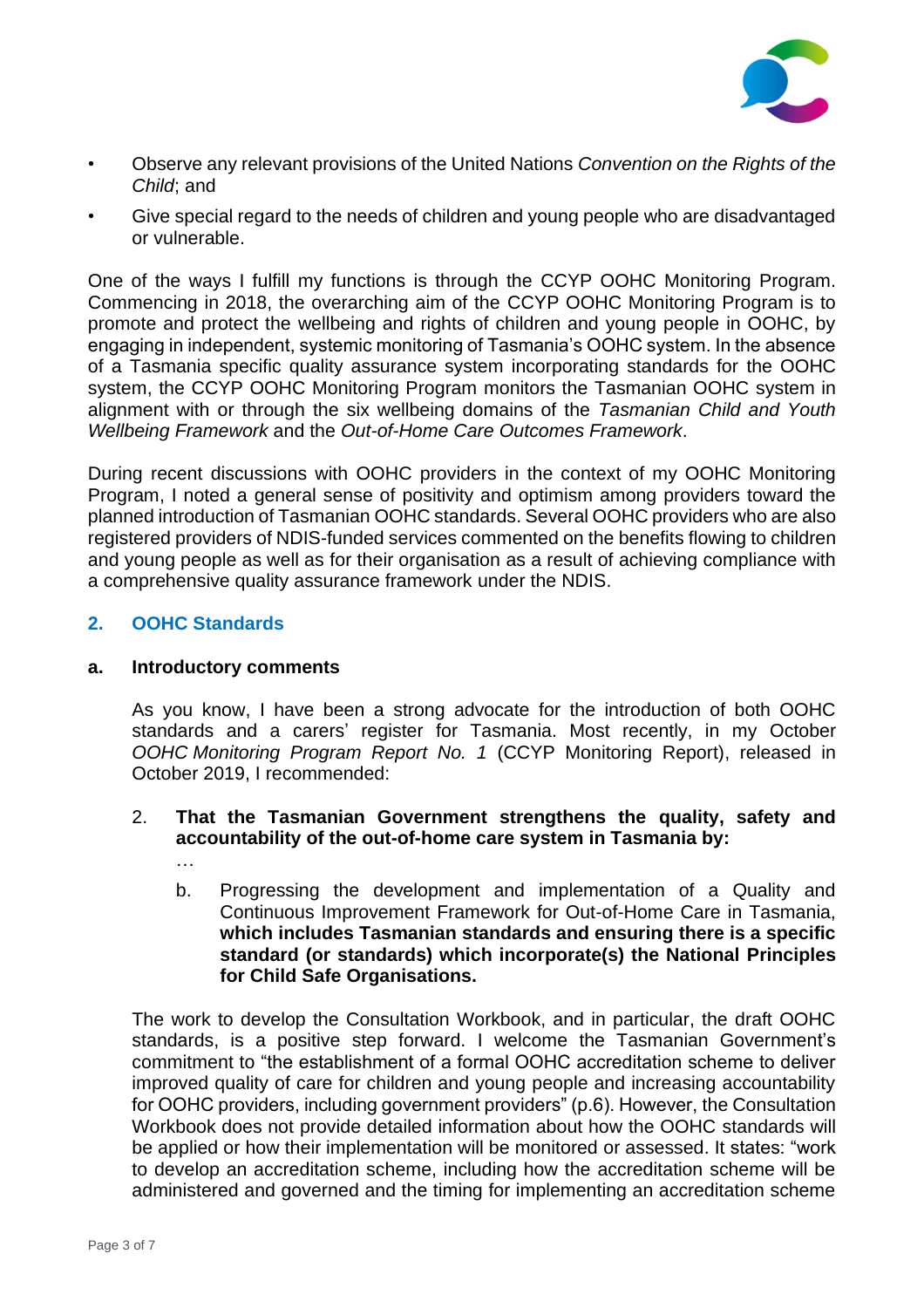- Observe any relevant provisions of the United Nations *Convention on the Rights of the Child*; and
- Give special regard to the needs of children and young people who are disadvantaged or vulnerable.

One of the ways I fulfill my functions is through the CCYP OOHC Monitoring Program. Commencing in 2018, the overarching aim of the CCYP OOHC Monitoring Program is to promote and protect the wellbeing and rights of children and young people in OOHC, by engaging in independent, systemic monitoring of Tasmania's OOHC system. In the absence of a Tasmania specific quality assurance system incorporating standards for the OOHC system, the CCYP OOHC Monitoring Program monitors the Tasmanian OOHC system in alignment with or through the six wellbeing domains of the *Tasmanian Child and Youth Wellbeing Framework* and the *Out-of-Home Care Outcomes Framework*.

During recent discussions with OOHC providers in the context of my OOHC Monitoring Program, I noted a general sense of positivity and optimism among providers toward the planned introduction of Tasmanian OOHC standards. Several OOHC providers who are also registered providers of NDIS-funded services commented on the benefits flowing to children and young people as well as for their organisation as a result of achieving compliance with a comprehensive quality assurance framework under the NDIS.

## 2. OOHC Standards

### a. Introductory comments

As you know, I have been a strong advocate for the introduction of both OOHC standards and a carers' register for Tasmania. Most recently, in my October *OOHC Monitoring Program Report No. 1* (CCYP Monitoring Report), released in October 2019, I recommended:

2. **That the Tasmanian Government strengthens the quality, safety and accountability of the out-of-home care system in Tasmania by:**

   …

   b. Progressing the development and implementation of a Quality and Continuous Improvement Framework for Out-of-Home Care in Tasmania, **which includes Tasmanian standards and ensuring there is a specific standard (or standards) which incorporate(s) the National Principles for Child Safe Organisations.**

The work to develop the Consultation Workbook, and in particular, the draft OOHC standards, is a positive step forward. I welcome the Tasmanian Government's commitment to "the establishment of a formal OOHC accreditation scheme to deliver improved quality of care for children and young people and increasing accountability for OOHC providers, including government providers" (p.6). However, the Consultation Workbook does not provide detailed information about how the OOHC standards will be applied or how their implementation will be monitored or assessed. It states: "work to develop an accreditation scheme, including how the accreditation scheme will be administered and governed and the timing for implementing an accreditation scheme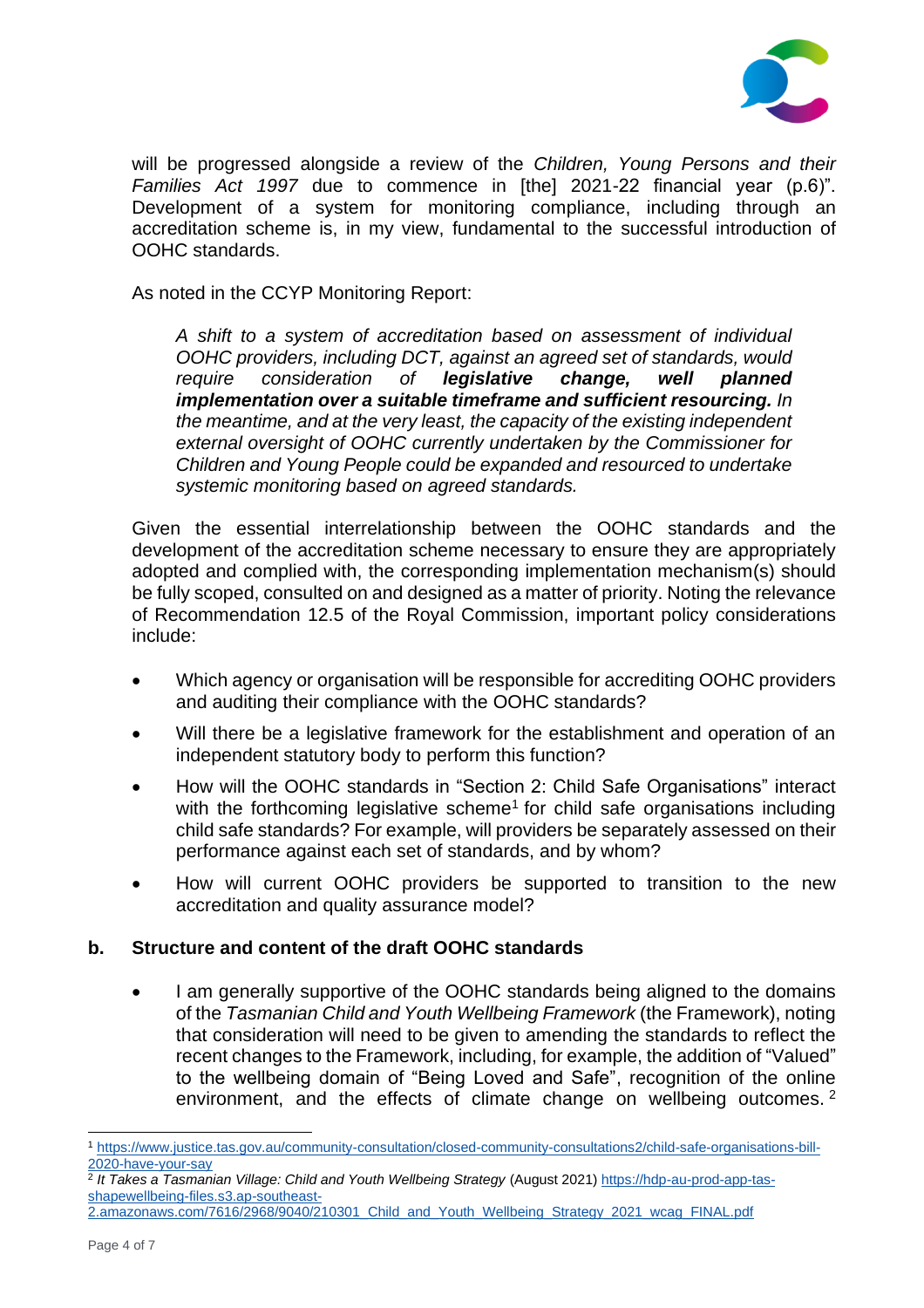will be progressed alongside a review of the *Children, Young Persons and their Families Act 1997* due to commence in [the] 2021-22 financial year (p.6)". Development of a system for monitoring compliance, including through an accreditation scheme is, in my view, fundamental to the successful introduction of OOHC standards.

As noted in the CCYP Monitoring Report:

> *A shift to a system of accreditation based on assessment of individual OOHC providers, including DCT, against an agreed set of standards, would require consideration of* ***legislative change, well planned implementation over a suitable timeframe and sufficient resourcing.*** *In the meantime, and at the very least, the capacity of the existing independent external oversight of OOHC currently undertaken by the Commissioner for Children and Young People could be expanded and resourced to undertake systemic monitoring based on agreed standards.*

Given the essential interrelationship between the OOHC standards and the development of the accreditation scheme necessary to ensure they are appropriately adopted and complied with, the corresponding implementation mechanism(s) should be fully scoped, consulted on and designed as a matter of priority. Noting the relevance of Recommendation 12.5 of the Royal Commission, important policy considerations include:

- Which agency or organisation will be responsible for accrediting OOHC providers and auditing their compliance with the OOHC standards?
- Will there be a legislative framework for the establishment and operation of an independent statutory body to perform this function?
- How will the OOHC standards in "Section 2: Child Safe Organisations" interact with the forthcoming legislative scheme[1] for child safe organisations including child safe standards? For example, will providers be separately assessed on their performance against each set of standards, and by whom?
- How will current OOHC providers be supported to transition to the new accreditation and quality assurance model?

### b. Structure and content of the draft OOHC standards

- I am generally supportive of the OOHC standards being aligned to the domains of the *Tasmanian Child and Youth Wellbeing Framework* (the Framework), noting that consideration will need to be given to amending the standards to reflect the recent changes to the Framework, including, for example, the addition of "Valued" to the wellbeing domain of "Being Loved and Safe", recognition of the online environment, and the effects of climate change on wellbeing outcomes.[2]

---

[1] https://www.justice.tas.gov.au/community-consultation/closed-community-consultations2/child-safe-organisations-bill-2020-have-your-say

[2] *It Takes a Tasmanian Village: Child and Youth Wellbeing Strategy* (August 2021) https://hdp-au-prod-app-tas-shapewellbeing-files.s3.ap-southeast-2.amazonaws.com/7616/2968/9040/210301_Child_and_Youth_Wellbeing_Strategy_2021_wcag_FINAL.pdf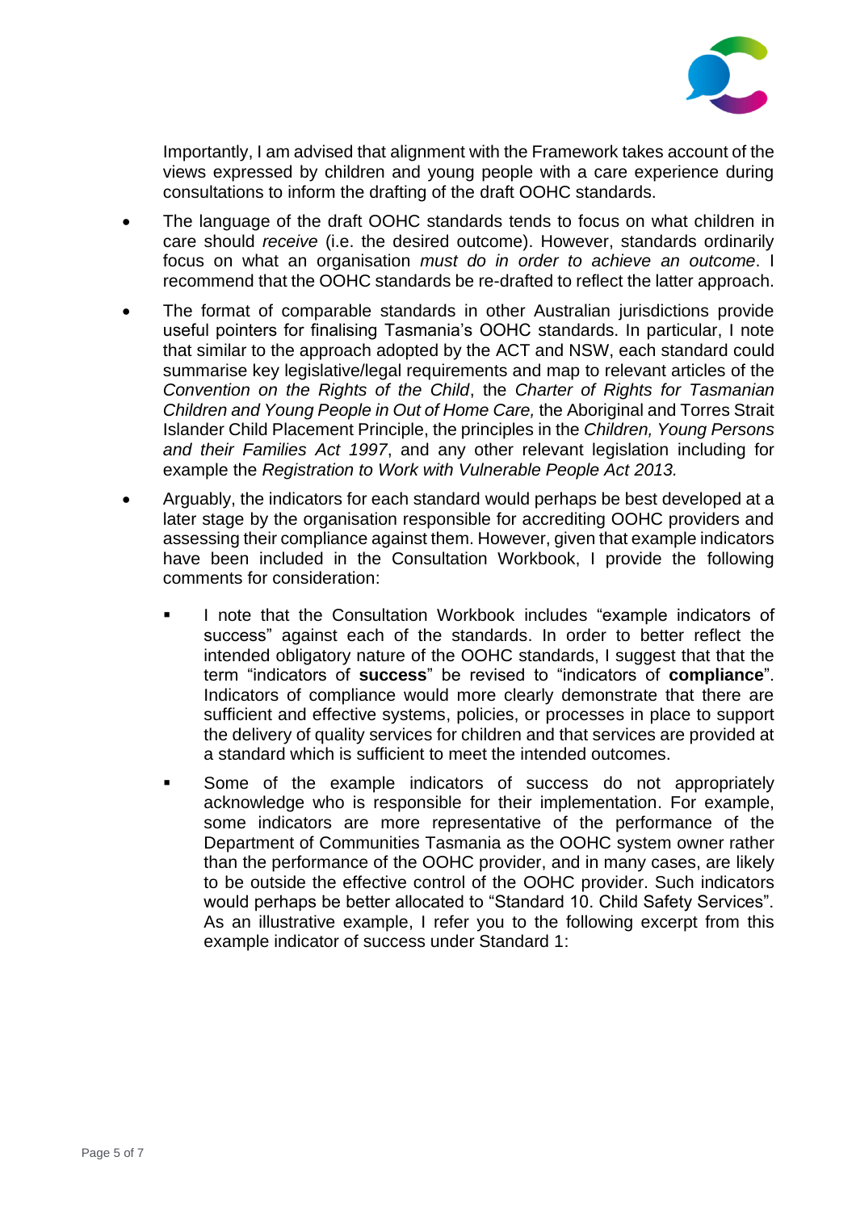Importantly, I am advised that alignment with the Framework takes account of the views expressed by children and young people with a care experience during consultations to inform the drafting of the draft OOHC standards.

- The language of the draft OOHC standards tends to focus on what children in care should *receive* (i.e. the desired outcome). However, standards ordinarily focus on what an organisation *must do in order to achieve an outcome*. I recommend that the OOHC standards be re-drafted to reflect the latter approach.

- The format of comparable standards in other Australian jurisdictions provide useful pointers for finalising Tasmania's OOHC standards. In particular, I note that similar to the approach adopted by the ACT and NSW, each standard could summarise key legislative/legal requirements and map to relevant articles of the *Convention on the Rights of the Child*, the *Charter of Rights for Tasmanian Children and Young People in Out of Home Care,* the Aboriginal and Torres Strait Islander Child Placement Principle, the principles in the *Children, Young Persons and their Families Act 1997*, and any other relevant legislation including for example the *Registration to Work with Vulnerable People Act 2013.*

- Arguably, the indicators for each standard would perhaps be best developed at a later stage by the organisation responsible for accrediting OOHC providers and assessing their compliance against them. However, given that example indicators have been included in the Consultation Workbook, I provide the following comments for consideration:

  - I note that the Consultation Workbook includes "example indicators of success" against each of the standards. In order to better reflect the intended obligatory nature of the OOHC standards, I suggest that that the term "indicators of **success**" be revised to "indicators of **compliance**". Indicators of compliance would more clearly demonstrate that there are sufficient and effective systems, policies, or processes in place to support the delivery of quality services for children and that services are provided at a standard which is sufficient to meet the intended outcomes.

  - Some of the example indicators of success do not appropriately acknowledge who is responsible for their implementation. For example, some indicators are more representative of the performance of the Department of Communities Tasmania as the OOHC system owner rather than the performance of the OOHC provider, and in many cases, are likely to be outside the effective control of the OOHC provider. Such indicators would perhaps be better allocated to "Standard 10. Child Safety Services". As an illustrative example, I refer you to the following excerpt from this example indicator of success under Standard 1: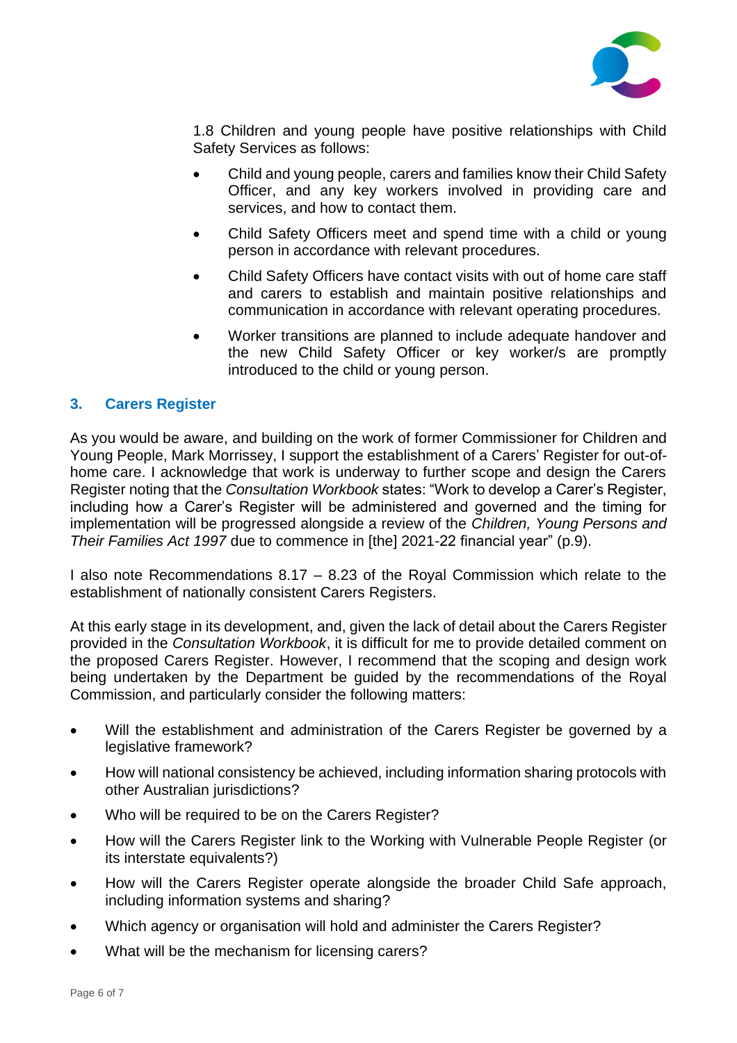1.8 Children and young people have positive relationships with Child Safety Services as follows:

- Child and young people, carers and families know their Child Safety Officer, and any key workers involved in providing care and services, and how to contact them.
- Child Safety Officers meet and spend time with a child or young person in accordance with relevant procedures.
- Child Safety Officers have contact visits with out of home care staff and carers to establish and maintain positive relationships and communication in accordance with relevant operating procedures.
- Worker transitions are planned to include adequate handover and the new Child Safety Officer or key worker/s are promptly introduced to the child or young person.

## 3. Carers Register

As you would be aware, and building on the work of former Commissioner for Children and Young People, Mark Morrissey, I support the establishment of a Carers' Register for out-of-home care. I acknowledge that work is underway to further scope and design the Carers Register noting that the *Consultation Workbook* states: "Work to develop a Carer's Register, including how a Carer's Register will be administered and governed and the timing for implementation will be progressed alongside a review of the *Children, Young Persons and Their Families Act 1997* due to commence in [the] 2021-22 financial year" (p.9).

I also note Recommendations 8.17 – 8.23 of the Royal Commission which relate to the establishment of nationally consistent Carers Registers.

At this early stage in its development, and, given the lack of detail about the Carers Register provided in the *Consultation Workbook*, it is difficult for me to provide detailed comment on the proposed Carers Register. However, I recommend that the scoping and design work being undertaken by the Department be guided by the recommendations of the Royal Commission, and particularly consider the following matters:

- Will the establishment and administration of the Carers Register be governed by a legislative framework?
- How will national consistency be achieved, including information sharing protocols with other Australian jurisdictions?
- Who will be required to be on the Carers Register?
- How will the Carers Register link to the Working with Vulnerable People Register (or its interstate equivalents?)
- How will the Carers Register operate alongside the broader Child Safe approach, including information systems and sharing?
- Which agency or organisation will hold and administer the Carers Register?
- What will be the mechanism for licensing carers?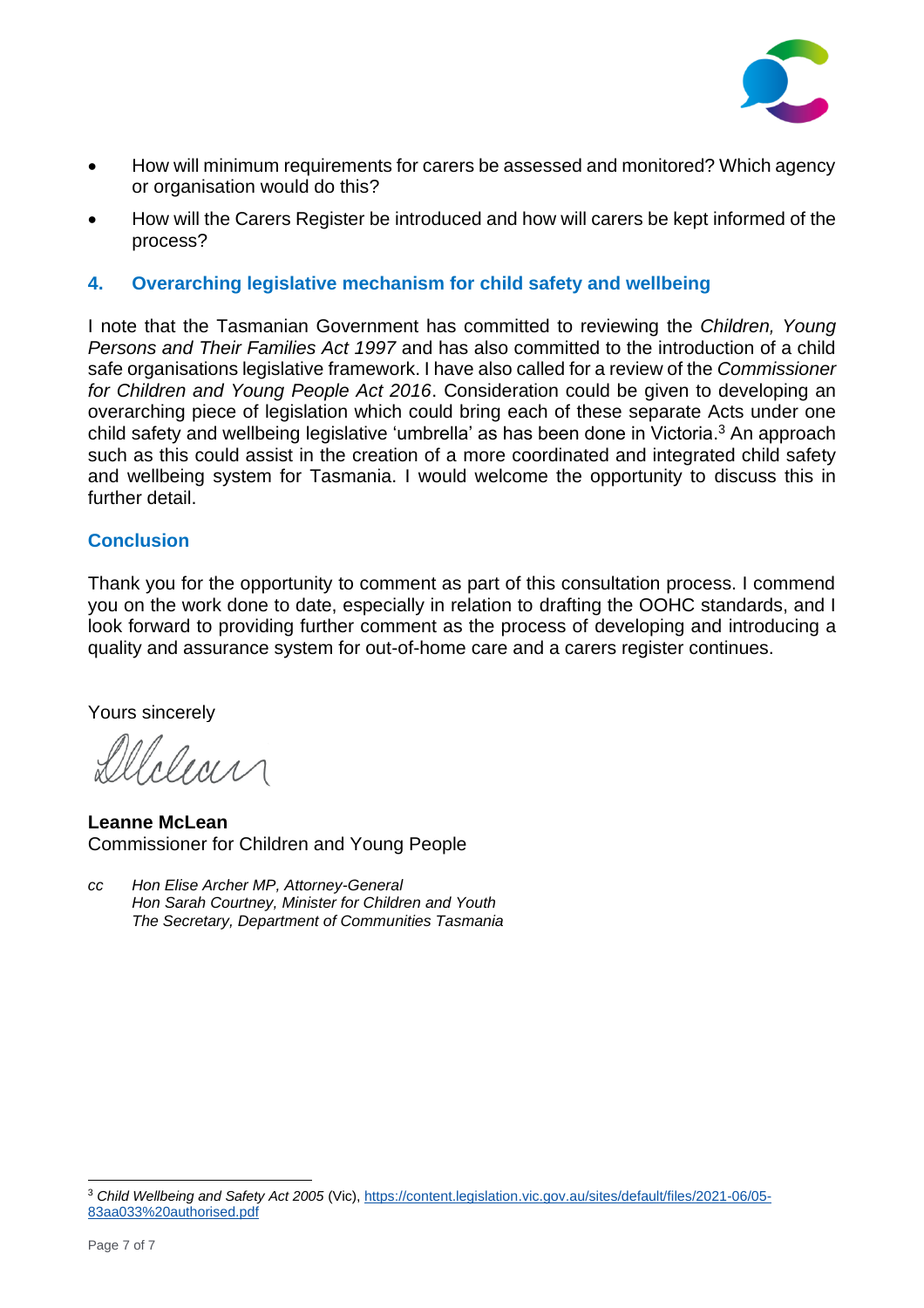- How will minimum requirements for carers be assessed and monitored? Which agency or organisation would do this?
- How will the Carers Register be introduced and how will carers be kept informed of the process?

## 4. Overarching legislative mechanism for child safety and wellbeing

I note that the Tasmanian Government has committed to reviewing the *Children, Young Persons and Their Families Act 1997* and has also committed to the introduction of a child safe organisations legislative framework. I have also called for a review of the *Commissioner for Children and Young People Act 2016*. Consideration could be given to developing an overarching piece of legislation which could bring each of these separate Acts under one child safety and wellbeing legislative 'umbrella' as has been done in Victoria.[3] An approach such as this could assist in the creation of a more coordinated and integrated child safety and wellbeing system for Tasmania. I would welcome the opportunity to discuss this in further detail.

## Conclusion

Thank you for the opportunity to comment as part of this consultation process. I commend you on the work done to date, especially in relation to drafting the OOHC standards, and I look forward to providing further comment as the process of developing and introducing a quality and assurance system for out-of-home care and a carers register continues.

Yours sincerely

**Leanne McLean**
Commissioner for Children and Young People

*cc Hon Elise Archer MP, Attorney-General*
*Hon Sarah Courtney, Minister for Children and Youth*
*The Secretary, Department of Communities Tasmania*

---

[3] *Child Wellbeing and Safety Act 2005* (Vic), https://content.legislation.vic.gov.au/sites/default/files/2021-06/05-83aa033%20authorised.pdf